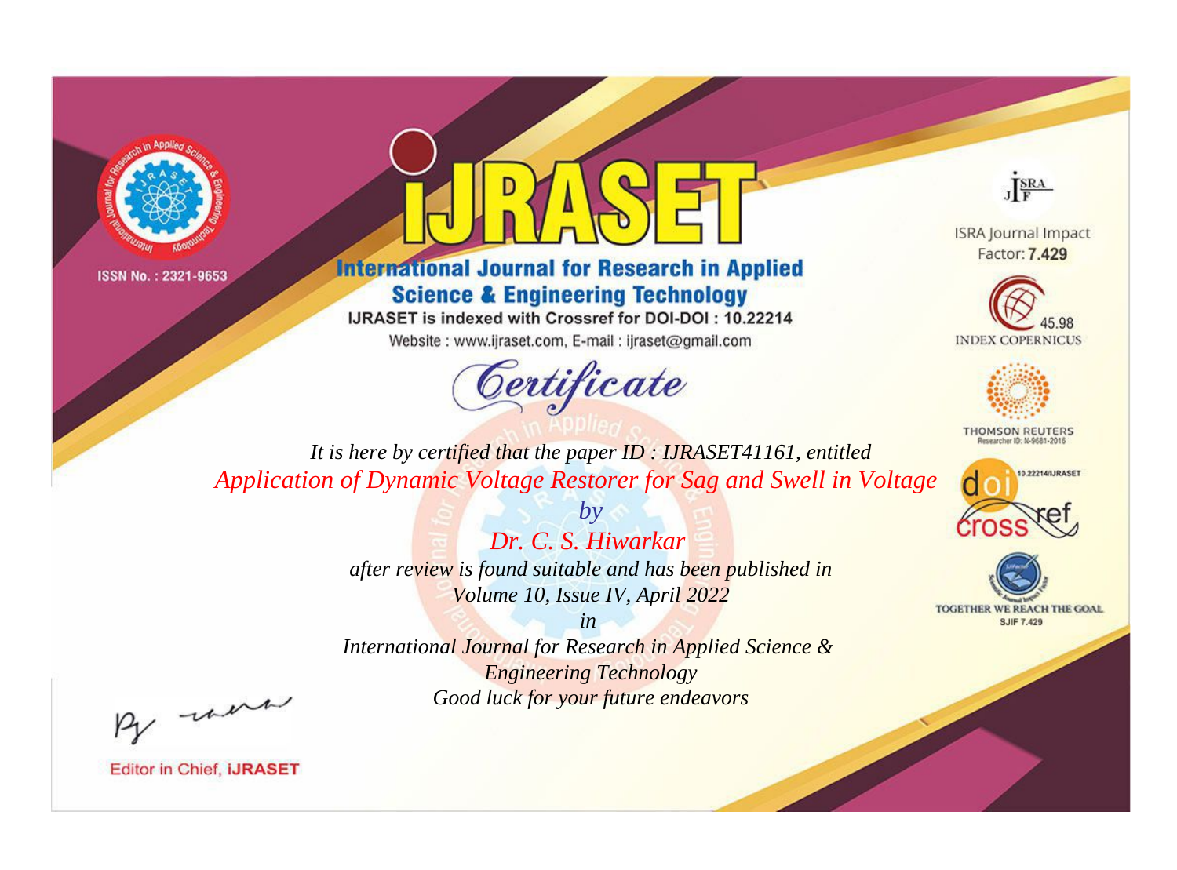ISSN No. : 2321-9653

# IJRASET

## International Journal for Research in Applied Science & Engineering Technology

IJRASET is indexed with Crossref for DOI-DOI : 10.22214

Website : www.ijraset.com, E-mail : ijraset@gmail.com

ISRA Journal Impact Factor: **7.429**

45.98 INDEX COPERNICUS

THOMSON REUTERS Researcher ID: N-9681-2016

10.22214/IJRASET

TOGETHER WE REACH THE GOAL SJIF 7.429

# *Certificate*

*It is here by certified that the paper ID : IJRASET41161, entitled*

*Application of Dynamic Voltage Restorer for Sag and Swell in Voltage*

*by*

*Dr. C. S. Hiwarkar*

*after review is found suitable and has been published in*

*Volume 10, Issue IV, April 2022*

*in*

*International Journal for Research in Applied Science & Engineering Technology*

*Good luck for your future endeavors*

Editor in Chief, **IJRASET**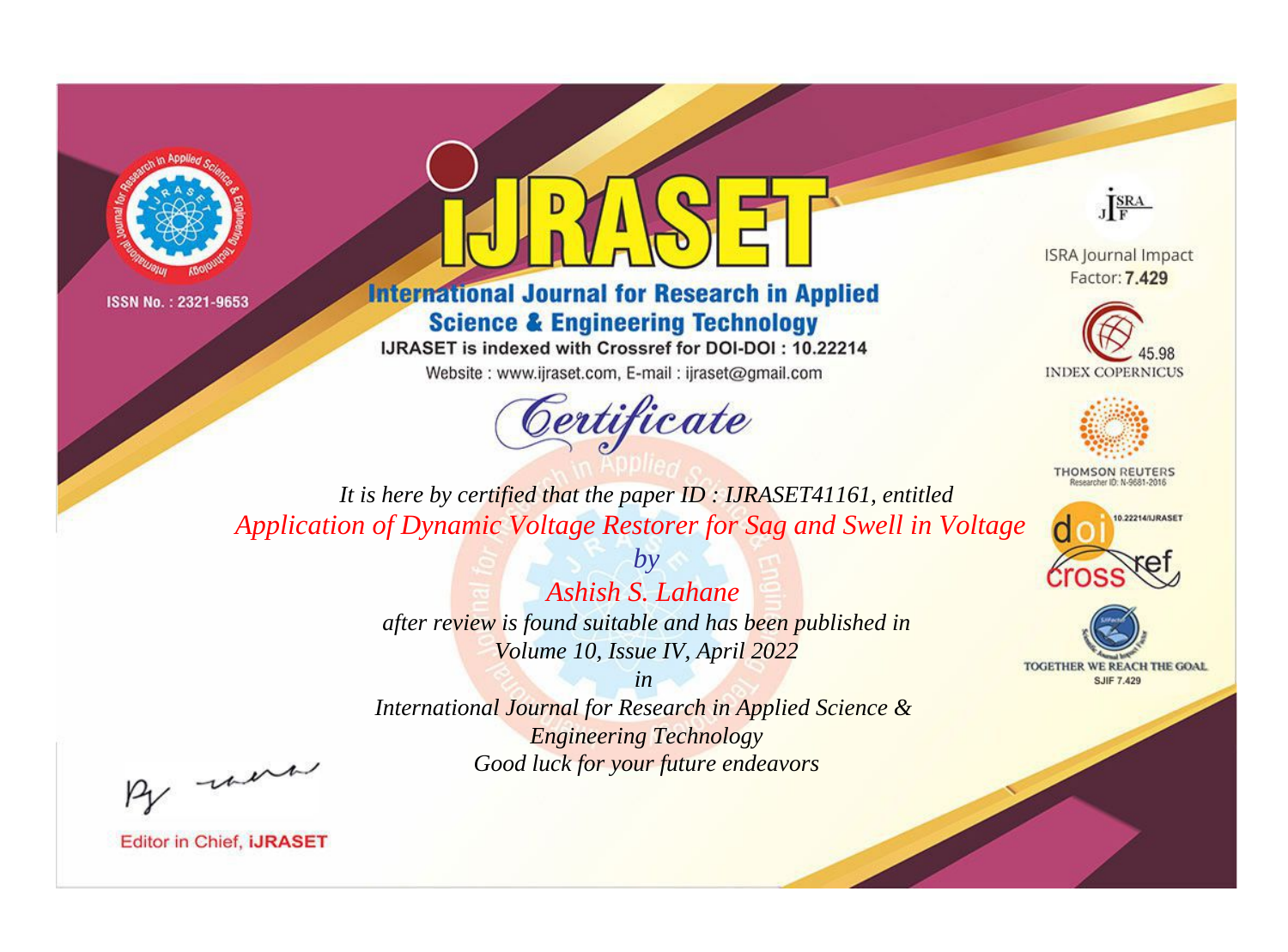ISSN No. : 2321-9653

# International Journal for Research in Applied Science & Engineering Technology

IJRASET is indexed with Crossref for DOI-DOI : 10.22214

Website : www.ijraset.com, E-mail : ijraset@gmail.com

ISRA Journal Impact Factor: **7.429**

45.98 INDEX COPERNICUS

THOMSON REUTERS Researcher ID: N-9681-2016

10.22214/IJRASET

TOGETHER WE REACH THE GOAL SJIF 7.429

## *Certificate*

*It is here by certified that the paper ID : IJRASET41161, entitled*

*Application of Dynamic Voltage Restorer for Sag and Swell in Voltage*

*by*

*Ashish S. Lahane*

*after review is found suitable and has been published in*

*Volume 10, Issue IV, April 2022*

*in*

*International Journal for Research in Applied Science & Engineering Technology*

*Good luck for your future endeavors*

Editor in Chief, **IJRASET**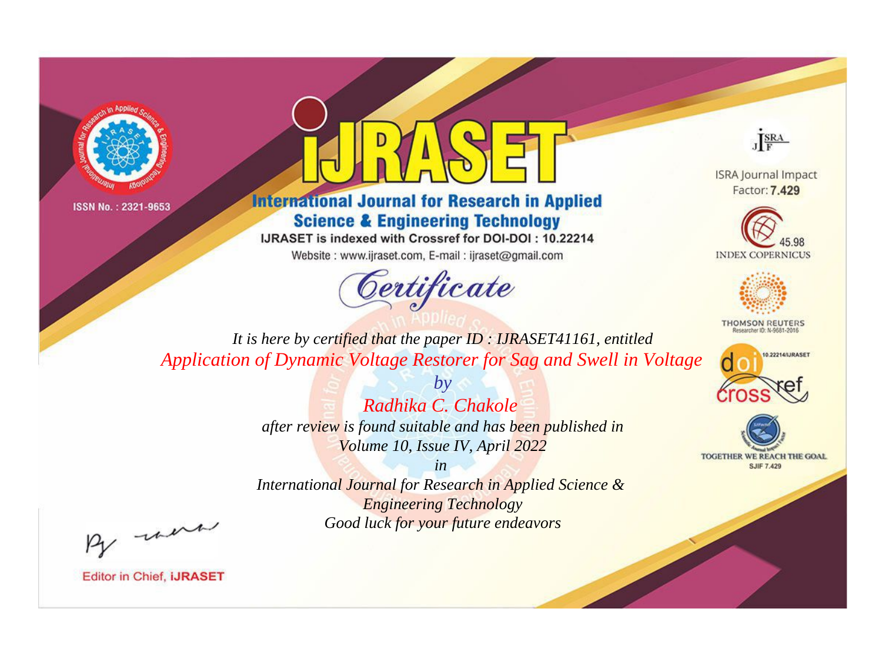ISSN No. : 2321-9653

# IJRASET

## International Journal for Research in Applied Science & Engineering Technology

IJRASET is indexed with Crossref for DOI-DOI : 10.22214

Website : www.ijraset.com, E-mail : ijraset@gmail.com

*Certificate*

*It is here by certified that the paper ID : IJRASET41161, entitled*

*Application of Dynamic Voltage Restorer for Sag and Swell in Voltage*

*by*

*Radhika C. Chakole*

*after review is found suitable and has been published in*

*Volume 10, Issue IV, April 2022*

*in*

*International Journal for Research in Applied Science & Engineering Technology*

*Good luck for your future endeavors*

ISRA Journal Impact Factor: **7.429**

45.98 INDEX COPERNICUS

THOMSON REUTERS Researcher ID: N-9681-2016

10.22214/IJRASET

TOGETHER WE REACH THE GOAL SJIF 7.429

Editor in Chief, **IJRASET**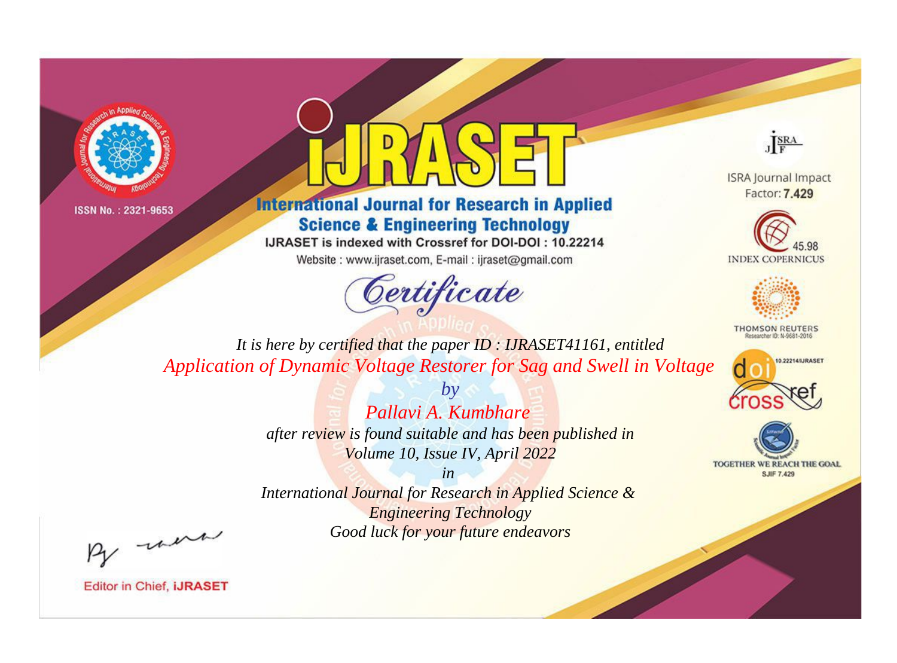ISSN No. : 2321-9653

# IJRASET

## International Journal for Research in Applied Science & Engineering Technology

IJRASET is indexed with Crossref for DOI-DOI : 10.22214

Website : www.ijraset.com, E-mail : ijraset@gmail.com

*Certificate*

*It is here by certified that the paper ID : IJRASET41161, entitled*

*Application of Dynamic Voltage Restorer for Sag and Swell in Voltage*

*by*

*Pallavi A. Kumbhare*

*after review is found suitable and has been published in*

*Volume 10, Issue IV, April 2022*

*in*

*International Journal for Research in Applied Science & Engineering Technology*

*Good luck for your future endeavors*

ISRA Journal Impact Factor: **7.429**

45.98 INDEX COPERNICUS

THOMSON REUTERS Researcher ID: N-9681-2016

10.22214/IJRASET

TOGETHER WE REACH THE GOAL SJIF 7.429

Editor in Chief, **iJRASET**